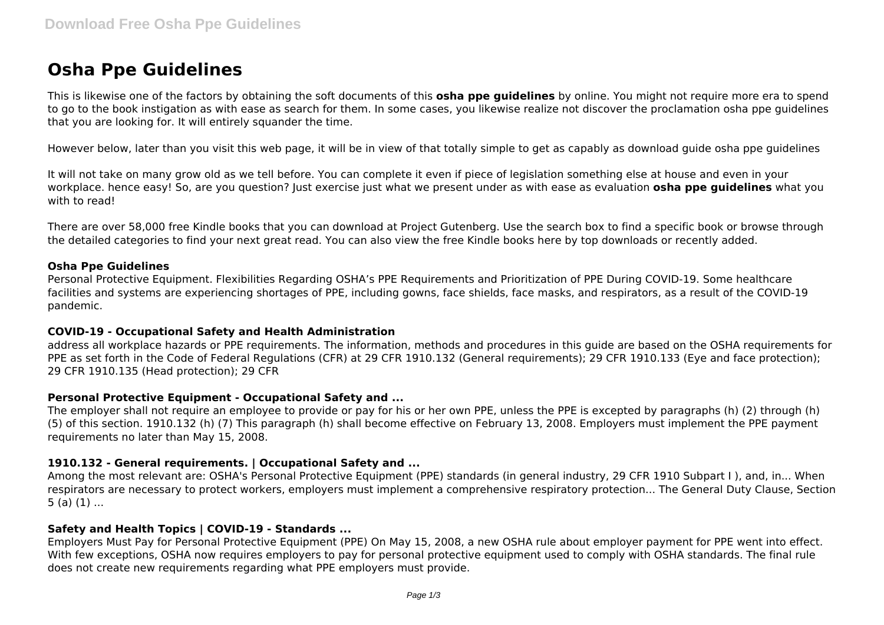# Osha Ppe Guidelines

This is likewise one of the factors by obtaining the soft documents of this **osha ppe guidelines** by online. You might not require more era to spend to go to the book instigation as with ease as search for them. In some cases, you likewise realize not discover the proclamation osha ppe guidelines that you are looking for. It will entirely squander the time.

However below, later than you visit this web page, it will be in view of that totally simple to get as capably as download guide osha ppe guidelines

It will not take on many grow old as we tell before. You can complete it even if piece of legislation something else at house and even in your workplace. hence easy! So, are you question? Just exercise just what we present under as with ease as evaluation **osha ppe guidelines** what you with to read!

There are over 58,000 free Kindle books that you can download at Project Gutenberg. Use the search box to find a specific book or browse through the detailed categories to find your next great read. You can also view the free Kindle books here by top downloads or recently added.

### Osha Ppe Guidelines

Personal Protective Equipment. Flexibilities Regarding OSHA's PPE Requirements and Prioritization of PPE During COVID-19. Some healthcare facilities and systems are experiencing shortages of PPE, including gowns, face shields, face masks, and respirators, as a result of the COVID-19 pandemic.

### COVID-19 - Occupational Safety and Health Administration

address all workplace hazards or PPE requirements. The information, methods and procedures in this guide are based on the OSHA requirements for PPE as set forth in the Code of Federal Regulations (CFR) at 29 CFR 1910.132 (General requirements); 29 CFR 1910.133 (Eye and face protection); 29 CFR 1910.135 (Head protection); 29 CFR

### Personal Protective Equipment - Occupational Safety and ...

The employer shall not require an employee to provide or pay for his or her own PPE, unless the PPE is excepted by paragraphs (h) (2) through (h) (5) of this section. 1910.132 (h) (7) This paragraph (h) shall become effective on February 13, 2008. Employers must implement the PPE payment requirements no later than May 15, 2008.

### 1910.132 - General requirements. | Occupational Safety and ...

Among the most relevant are: OSHA's Personal Protective Equipment (PPE) standards (in general industry, 29 CFR 1910 Subpart I ), and, in... When respirators are necessary to protect workers, employers must implement a comprehensive respiratory protection... The General Duty Clause, Section 5 (a) (1) ...

### Safety and Health Topics | COVID-19 - Standards ...

Employers Must Pay for Personal Protective Equipment (PPE) On May 15, 2008, a new OSHA rule about employer payment for PPE went into effect. With few exceptions, OSHA now requires employers to pay for personal protective equipment used to comply with OSHA standards. The final rule does not create new requirements regarding what PPE employers must provide.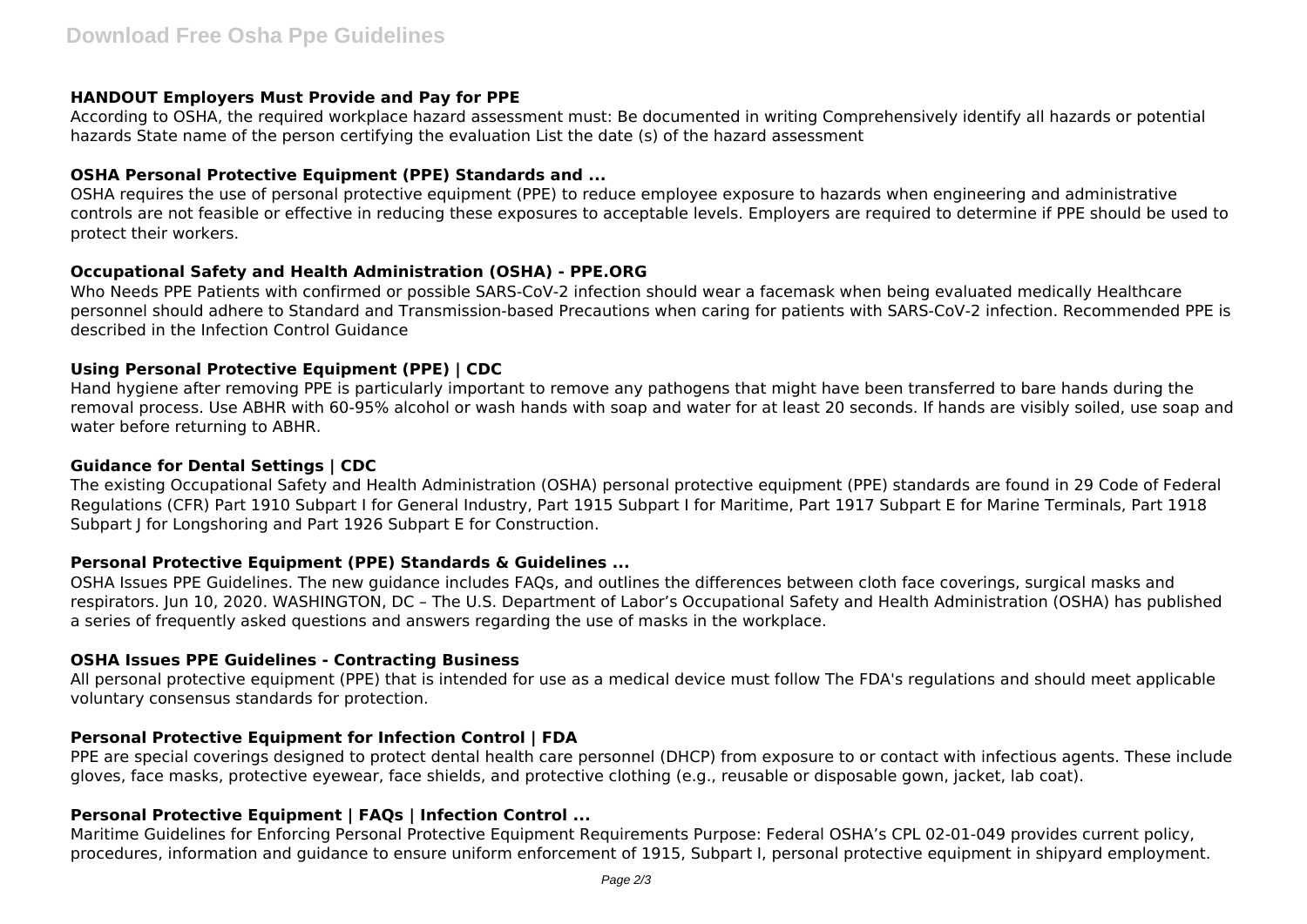### HANDOUT Employers Must Provide and Pay for PPE

According to OSHA, the required workplace hazard assessment must: Be documented in writing Comprehensively identify all hazards or potential hazards State name of the person certifying the evaluation List the date (s) of the hazard assessment

### OSHA Personal Protective Equipment (PPE) Standards and ...

OSHA requires the use of personal protective equipment (PPE) to reduce employee exposure to hazards when engineering and administrative controls are not feasible or effective in reducing these exposures to acceptable levels. Employers are required to determine if PPE should be used to protect their workers.

### Occupational Safety and Health Administration (OSHA) - PPE.ORG

Who Needs PPE Patients with confirmed or possible SARS-CoV-2 infection should wear a facemask when being evaluated medically Healthcare personnel should adhere to Standard and Transmission-based Precautions when caring for patients with SARS-CoV-2 infection. Recommended PPE is described in the Infection Control Guidance

### Using Personal Protective Equipment (PPE) | CDC

Hand hygiene after removing PPE is particularly important to remove any pathogens that might have been transferred to bare hands during the removal process. Use ABHR with 60-95% alcohol or wash hands with soap and water for at least 20 seconds. If hands are visibly soiled, use soap and water before returning to ABHR.

### Guidance for Dental Settings | CDC

The existing Occupational Safety and Health Administration (OSHA) personal protective equipment (PPE) standards are found in 29 Code of Federal Regulations (CFR) Part 1910 Subpart I for General Industry, Part 1915 Subpart I for Maritime, Part 1917 Subpart E for Marine Terminals, Part 1918 Subpart J for Longshoring and Part 1926 Subpart E for Construction.

### Personal Protective Equipment (PPE) Standards & Guidelines ...

OSHA Issues PPE Guidelines. The new guidance includes FAQs, and outlines the differences between cloth face coverings, surgical masks and respirators. Jun 10, 2020. WASHINGTON, DC – The U.S. Department of Labor's Occupational Safety and Health Administration (OSHA) has published a series of frequently asked questions and answers regarding the use of masks in the workplace.

### OSHA Issues PPE Guidelines - Contracting Business

All personal protective equipment (PPE) that is intended for use as a medical device must follow The FDA's regulations and should meet applicable voluntary consensus standards for protection.

### Personal Protective Equipment for Infection Control | FDA

PPE are special coverings designed to protect dental health care personnel (DHCP) from exposure to or contact with infectious agents. These include gloves, face masks, protective eyewear, face shields, and protective clothing (e.g., reusable or disposable gown, jacket, lab coat).

### Personal Protective Equipment | FAQs | Infection Control ...

Maritime Guidelines for Enforcing Personal Protective Equipment Requirements Purpose: Federal OSHA's CPL 02-01-049 provides current policy, procedures, information and guidance to ensure uniform enforcement of 1915, Subpart I, personal protective equipment in shipyard employment.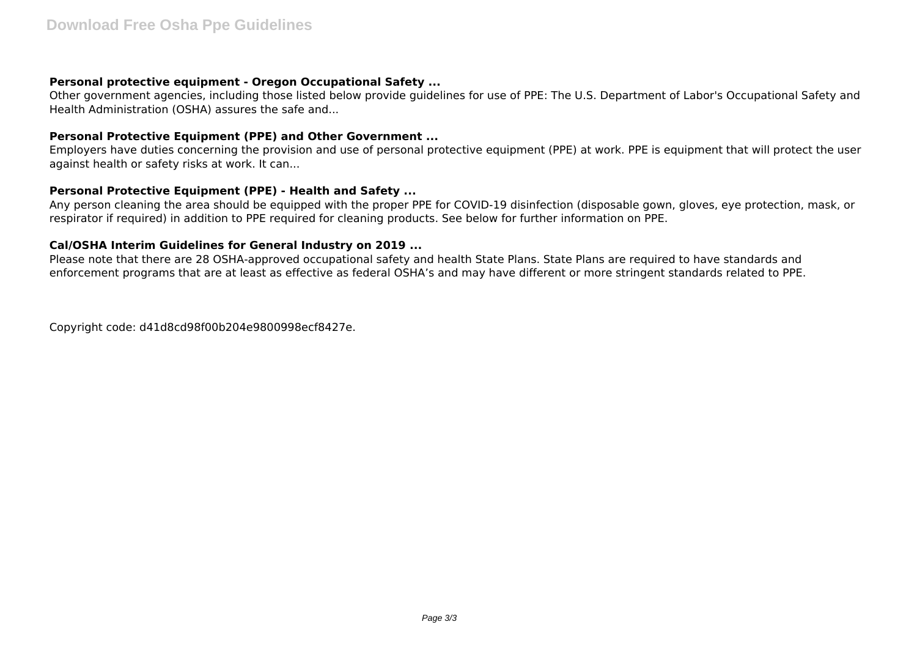**Personal protective equipment - Oregon Occupational Safety ...**
Other government agencies, including those listed below provide guidelines for use of PPE: The U.S. Department of Labor's Occupational Safety and Health Administration (OSHA) assures the safe and...

**Personal Protective Equipment (PPE) and Other Government ...**
Employers have duties concerning the provision and use of personal protective equipment (PPE) at work. PPE is equipment that will protect the user against health or safety risks at work. It can...

**Personal Protective Equipment (PPE) - Health and Safety ...**
Any person cleaning the area should be equipped with the proper PPE for COVID-19 disinfection (disposable gown, gloves, eye protection, mask, or respirator if required) in addition to PPE required for cleaning products. See below for further information on PPE.

**Cal/OSHA Interim Guidelines for General Industry on 2019 ...**
Please note that there are 28 OSHA-approved occupational safety and health State Plans. State Plans are required to have standards and enforcement programs that are at least as effective as federal OSHA's and may have different or more stringent standards related to PPE.

Copyright code: d41d8cd98f00b204e9800998ecf8427e.